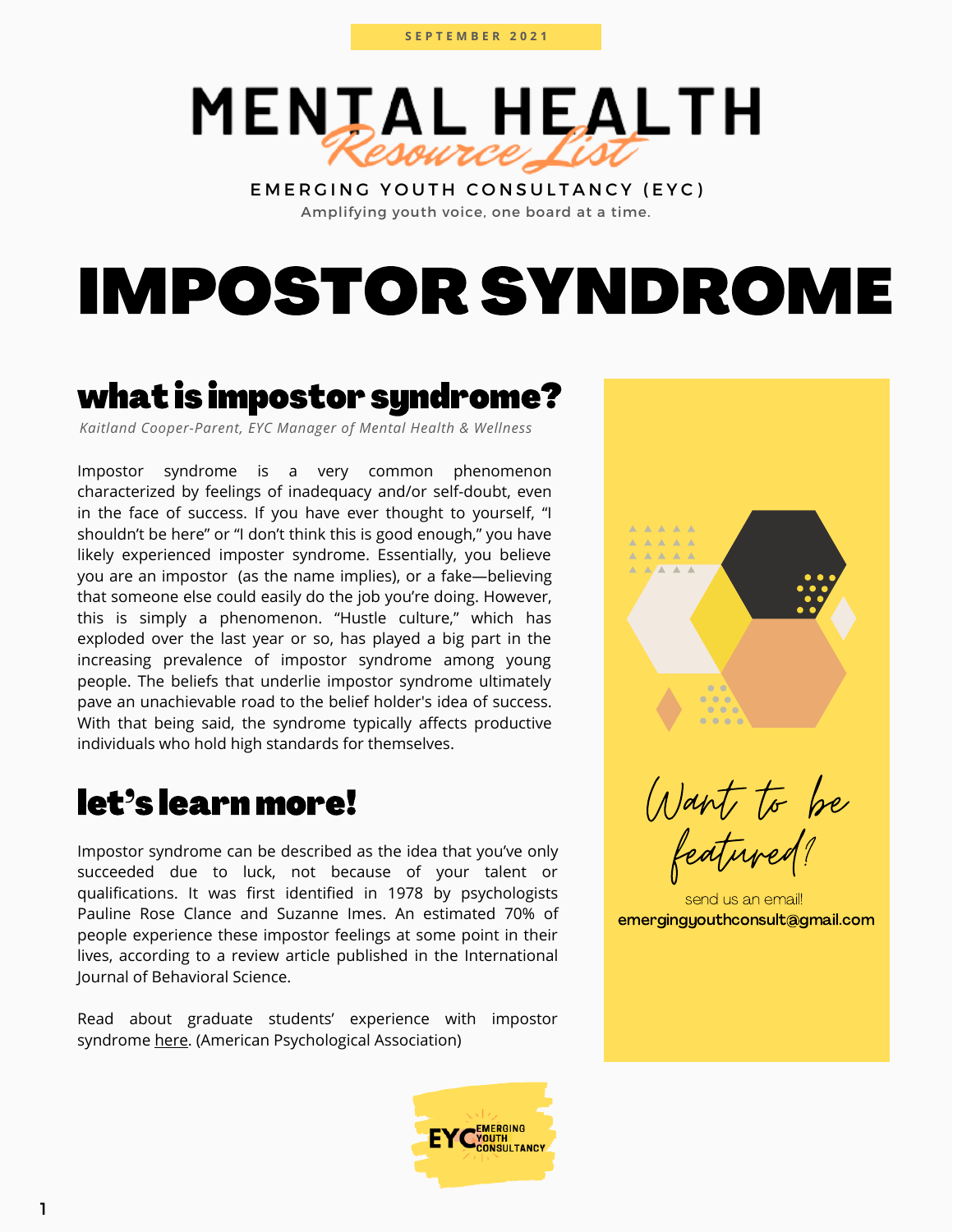SEPTEMBER 2021

# MENTAL HEALTH *Resource List*

EMERGING YOUTH CONSULTANCY (EYC)

Amplifying youth voice, one board at a time.

# IMPOSTOR SYNDROME

## what is impostor syndrome?

*Kaitland Cooper-Parent, EYC Manager of Mental Health & Wellness*

Impostor syndrome is a very common phenomenon characterized by feelings of inadequacy and/or self-doubt, even in the face of success. If you have ever thought to yourself, "I shouldn't be here" or "I don't think this is good enough," you have likely experienced imposter syndrome. Essentially, you believe you are an impostor (as the name implies), or a fake—believing that someone else could easily do the job you're doing. However, this is simply a phenomenon. "Hustle culture," which has exploded over the last year or so, has played a big part in the increasing prevalence of impostor syndrome among young people. The beliefs that underlie impostor syndrome ultimately pave an unachievable road to the belief holder's idea of success. With that being said, the syndrome typically affects productive individuals who hold high standards for themselves.

## let's learn more!

Impostor syndrome can be described as the idea that you've only succeeded due to luck, not because of your talent or qualifications. It was first identified in 1978 by psychologists Pauline Rose Clance and Suzanne Imes. An estimated 70% of people experience these impostor feelings at some point in their lives, according to a review article published in the International Journal of Behavioral Science.

Read about graduate students' experience with impostor syndrome here. (American Psychological Association)

*Want to be featured?*

send us an email!

**emergingyouthconsult@gmail.com**

EYC EMERGING YOUTH CONSULTANCY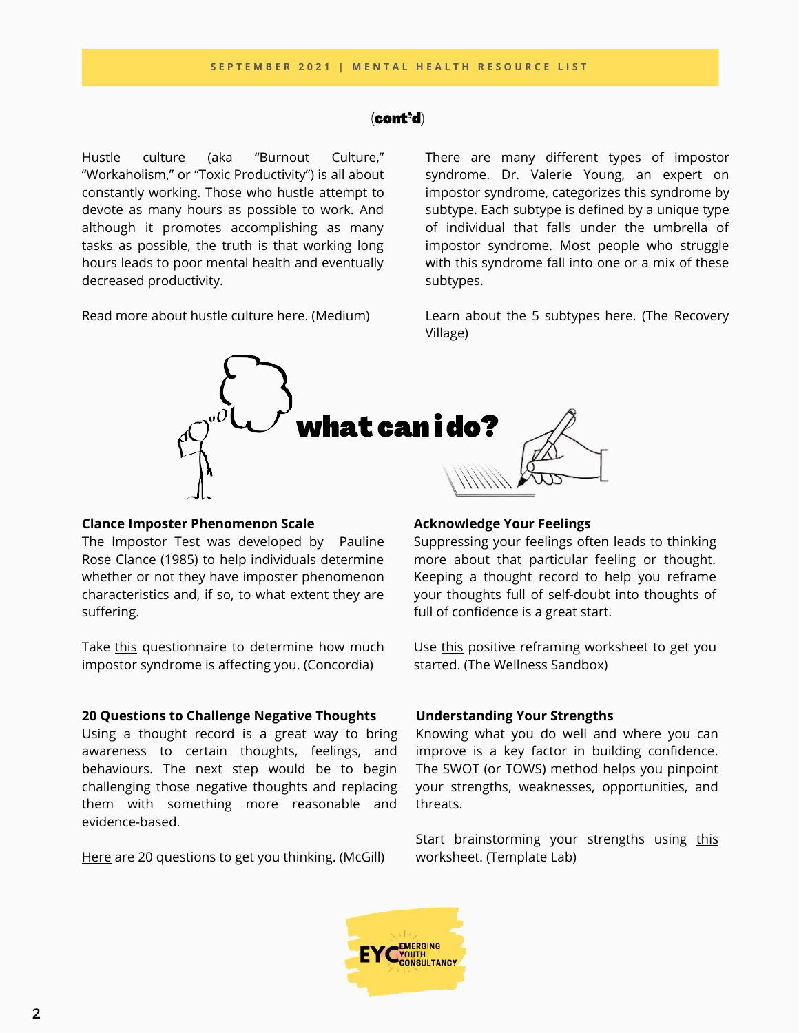(cont'd)

Hustle culture (aka "Burnout Culture," "Workaholism," or "Toxic Productivity") is all about constantly working. Those who hustle attempt to devote as many hours as possible to work. And although it promotes accomplishing as many tasks as possible, the truth is that working long hours leads to poor mental health and eventually decreased productivity.

Read more about hustle culture here. (Medium)

There are many different types of impostor syndrome. Dr. Valerie Young, an expert on impostor syndrome, categorizes this syndrome by subtype. Each subtype is defined by a unique type of individual that falls under the umbrella of impostor syndrome. Most people who struggle with this syndrome fall into one or a mix of these subtypes.

Learn about the 5 subtypes here. (The Recovery Village)

## what can i do?

**Clance Imposter Phenomenon Scale**
The Impostor Test was developed by Pauline Rose Clance (1985) to help individuals determine whether or not they have imposter phenomenon characteristics and, if so, to what extent they are suffering.

Take this questionnaire to determine how much impostor syndrome is affecting you. (Concordia)

**Acknowledge Your Feelings**
Suppressing your feelings often leads to thinking more about that particular feeling or thought. Keeping a thought record to help you reframe your thoughts full of self-doubt into thoughts of full of confidence is a great start.

Use this positive reframing worksheet to get you started. (The Wellness Sandbox)

**20 Questions to Challenge Negative Thoughts**
Using a thought record is a great way to bring awareness to certain thoughts, feelings, and behaviours. The next step would be to begin challenging those negative thoughts and replacing them with something more reasonable and evidence-based.

Here are 20 questions to get you thinking. (McGill)

**Understanding Your Strengths**
Knowing what you do well and where you can improve is a key factor in building confidence. The SWOT (or TOWS) method helps you pinpoint your strengths, weaknesses, opportunities, and threats.

Start brainstorming your strengths using this worksheet. (Template Lab)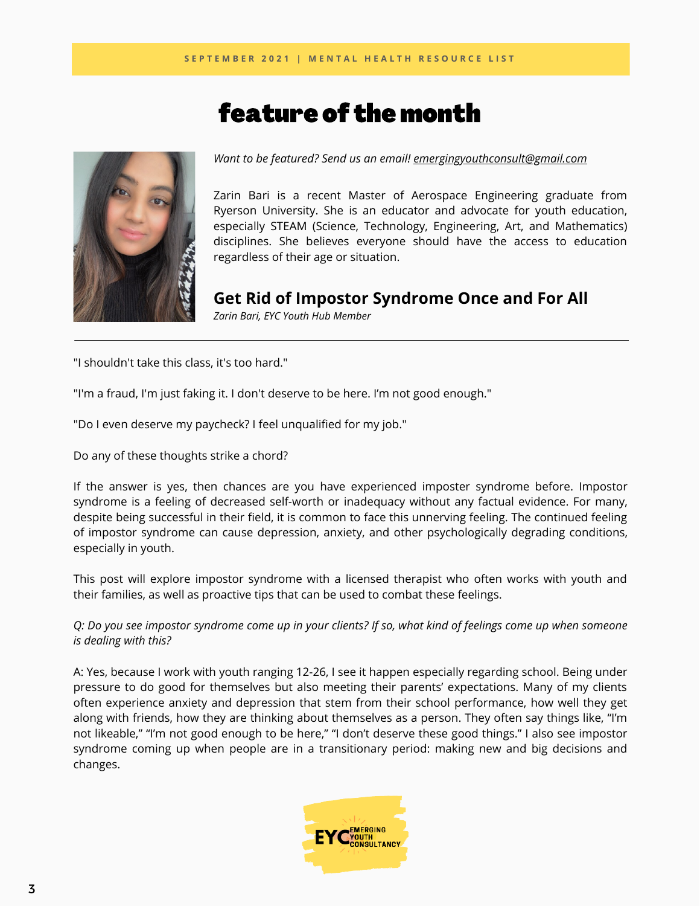# feature of the month

*Want to be featured? Send us an email! emergingyouthconsult@gmail.com*

Zarin Bari is a recent Master of Aerospace Engineering graduate from Ryerson University. She is an educator and advocate for youth education, especially STEAM (Science, Technology, Engineering, Art, and Mathematics) disciplines. She believes everyone should have the access to education regardless of their age or situation.

## Get Rid of Impostor Syndrome Once and For All

*Zarin Bari, EYC Youth Hub Member*

---

"I shouldn't take this class, it's too hard."

"I'm a fraud, I'm just faking it. I don't deserve to be here. I'm not good enough."

"Do I even deserve my paycheck? I feel unqualified for my job."

Do any of these thoughts strike a chord?

If the answer is yes, then chances are you have experienced imposter syndrome before. Impostor syndrome is a feeling of decreased self-worth or inadequacy without any factual evidence. For many, despite being successful in their field, it is common to face this unnerving feeling. The continued feeling of impostor syndrome can cause depression, anxiety, and other psychologically degrading conditions, especially in youth.

This post will explore impostor syndrome with a licensed therapist who often works with youth and their families, as well as proactive tips that can be used to combat these feelings.

*Q: Do you see impostor syndrome come up in your clients? If so, what kind of feelings come up when someone is dealing with this?*

A: Yes, because I work with youth ranging 12-26, I see it happen especially regarding school. Being under pressure to do good for themselves but also meeting their parents' expectations. Many of my clients often experience anxiety and depression that stem from their school performance, how well they get along with friends, how they are thinking about themselves as a person. They often say things like, "I'm not likeable," "I'm not good enough to be here," "I don't deserve these good things." I also see impostor syndrome coming up when people are in a transitionary period: making new and big decisions and changes.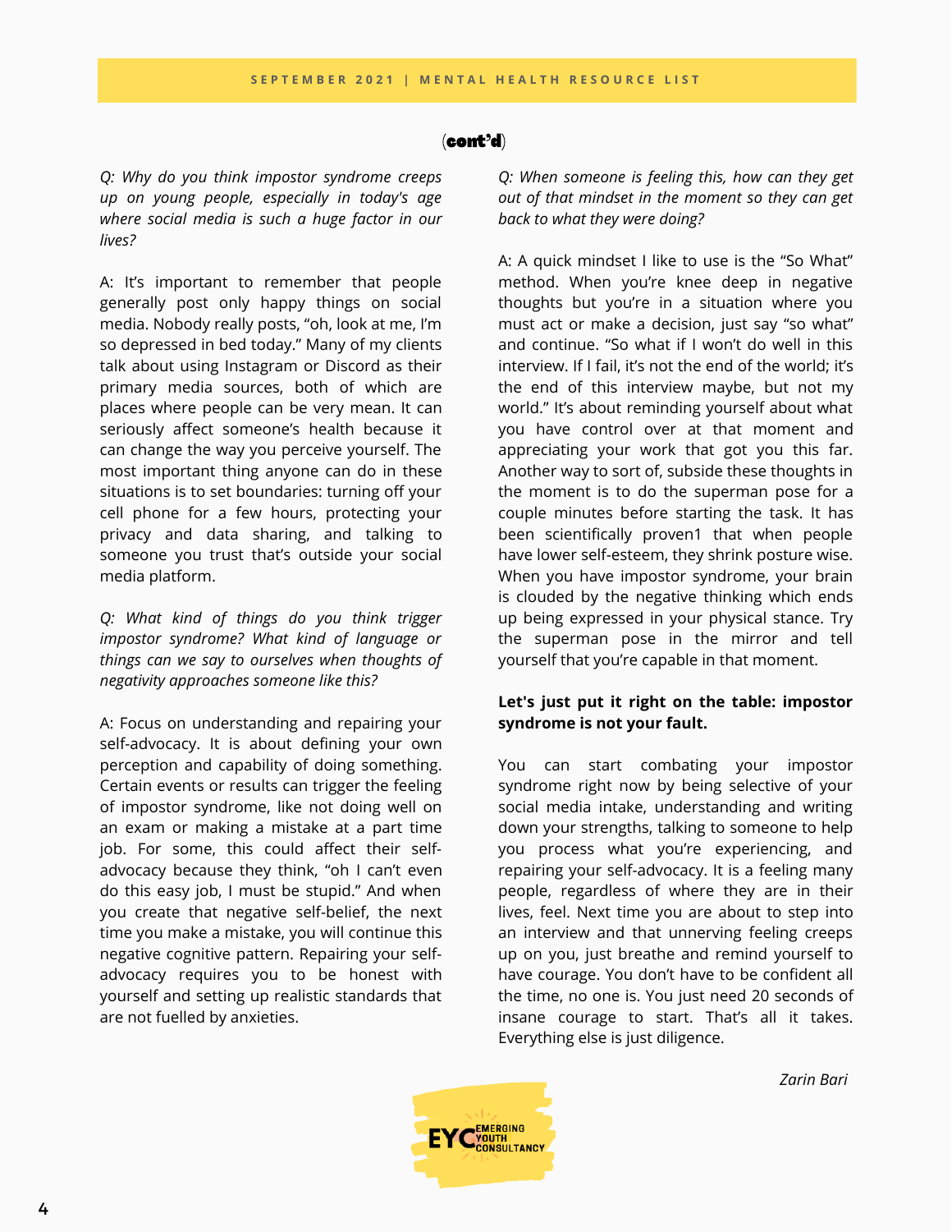(cont'd)

*Q: Why do you think impostor syndrome creeps up on young people, especially in today's age where social media is such a huge factor in our lives?*

A: It's important to remember that people generally post only happy things on social media. Nobody really posts, "oh, look at me, I'm so depressed in bed today." Many of my clients talk about using Instagram or Discord as their primary media sources, both of which are places where people can be very mean. It can seriously affect someone's health because it can change the way you perceive yourself. The most important thing anyone can do in these situations is to set boundaries: turning off your cell phone for a few hours, protecting your privacy and data sharing, and talking to someone you trust that's outside your social media platform.

*Q: What kind of things do you think trigger impostor syndrome? What kind of language or things can we say to ourselves when thoughts of negativity approaches someone like this?*

A: Focus on understanding and repairing your self-advocacy. It is about defining your own perception and capability of doing something. Certain events or results can trigger the feeling of impostor syndrome, like not doing well on an exam or making a mistake at a part time job. For some, this could affect their self-advocacy because they think, "oh I can't even do this easy job, I must be stupid." And when you create that negative self-belief, the next time you make a mistake, you will continue this negative cognitive pattern. Repairing your self-advocacy requires you to be honest with yourself and setting up realistic standards that are not fuelled by anxieties.

*Q: When someone is feeling this, how can they get out of that mindset in the moment so they can get back to what they were doing?*

A: A quick mindset I like to use is the "So What" method. When you're knee deep in negative thoughts but you're in a situation where you must act or make a decision, just say "so what" and continue. "So what if I won't do well in this interview. If I fail, it's not the end of the world; it's the end of this interview maybe, but not my world." It's about reminding yourself about what you have control over at that moment and appreciating your work that got you this far. Another way to sort of, subside these thoughts in the moment is to do the superman pose for a couple minutes before starting the task. It has been scientifically proven[1] that when people have lower self-esteem, they shrink posture wise. When you have impostor syndrome, your brain is clouded by the negative thinking which ends up being expressed in your physical stance. Try the superman pose in the mirror and tell yourself that you're capable in that moment.

**Let's just put it right on the table: impostor syndrome is not your fault.**

You can start combating your impostor syndrome right now by being selective of your social media intake, understanding and writing down your strengths, talking to someone to help you process what you're experiencing, and repairing your self-advocacy. It is a feeling many people, regardless of where they are in their lives, feel. Next time you are about to step into an interview and that unnerving feeling creeps up on you, just breathe and remind yourself to have courage. You don't have to be confident all the time, no one is. You just need 20 seconds of insane courage to start. That's all it takes. Everything else is just diligence.

*Zarin Bari*

EYC EMERGING YOUTH CONSULTANCY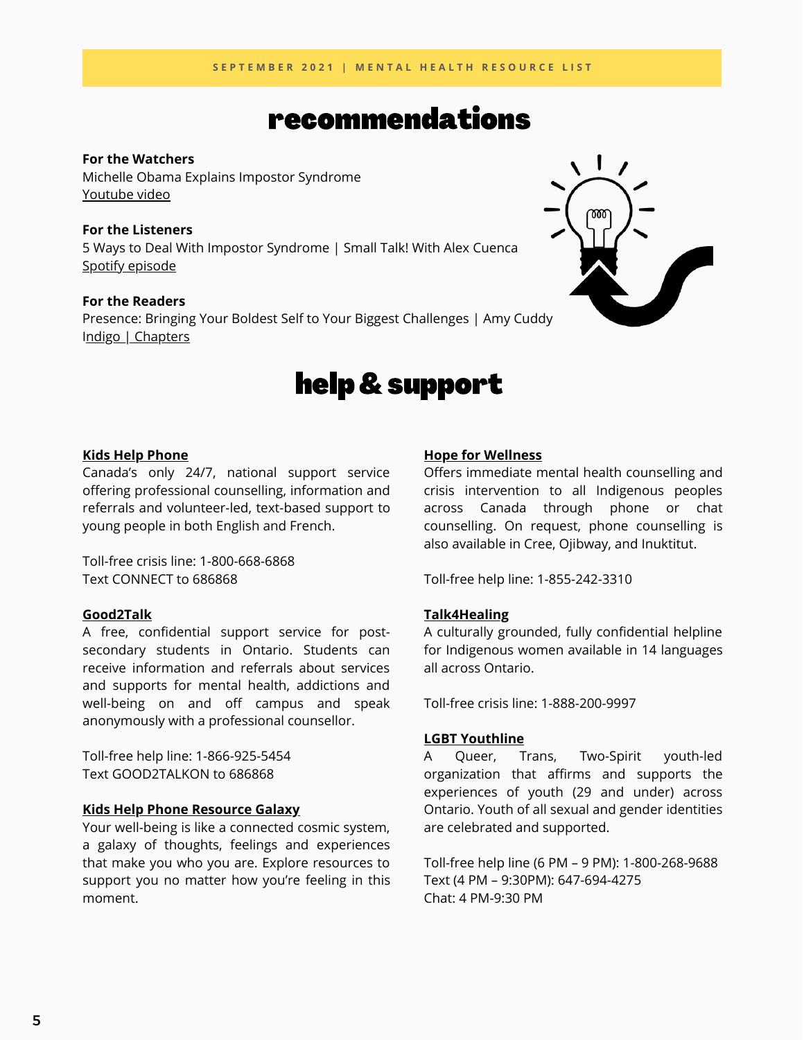# recommendations

**For the Watchers**
Michelle Obama Explains Impostor Syndrome
Youtube video

**For the Listeners**
5 Ways to Deal With Impostor Syndrome | Small Talk! With Alex Cuenca
Spotify episode

**For the Readers**
Presence: Bringing Your Boldest Self to Your Biggest Challenges | Amy Cuddy
Indigo | Chapters

# help & support

**Kids Help Phone**

Canada's only 24/7, national support service offering professional counselling, information and referrals and volunteer-led, text-based support to young people in both English and French.

Toll-free crisis line: 1-800-668-6868
Text CONNECT to 686868

**Good2Talk**

A free, confidential support service for post-secondary students in Ontario. Students can receive information and referrals about services and supports for mental health, addictions and well-being on and off campus and speak anonymously with a professional counsellor.

Toll-free help line: 1-866-925-5454
Text GOOD2TALKON to 686868

**Kids Help Phone Resource Galaxy**

Your well-being is like a connected cosmic system, a galaxy of thoughts, feelings and experiences that make you who you are. Explore resources to support you no matter how you're feeling in this moment.

**Hope for Wellness**

Offers immediate mental health counselling and crisis intervention to all Indigenous peoples across Canada through phone or chat counselling. On request, phone counselling is also available in Cree, Ojibway, and Inuktitut.

Toll-free help line: 1-855-242-3310

**Talk4Healing**

A culturally grounded, fully confidential helpline for Indigenous women available in 14 languages all across Ontario.

Toll-free crisis line: 1-888-200-9997

**LGBT Youthline**

A Queer, Trans, Two-Spirit youth-led organization that affirms and supports the experiences of youth (29 and under) across Ontario. Youth of all sexual and gender identities are celebrated and supported.

Toll-free help line (6 PM – 9 PM): 1-800-268-9688
Text (4 PM – 9:30PM): 647-694-4275
Chat: 4 PM-9:30 PM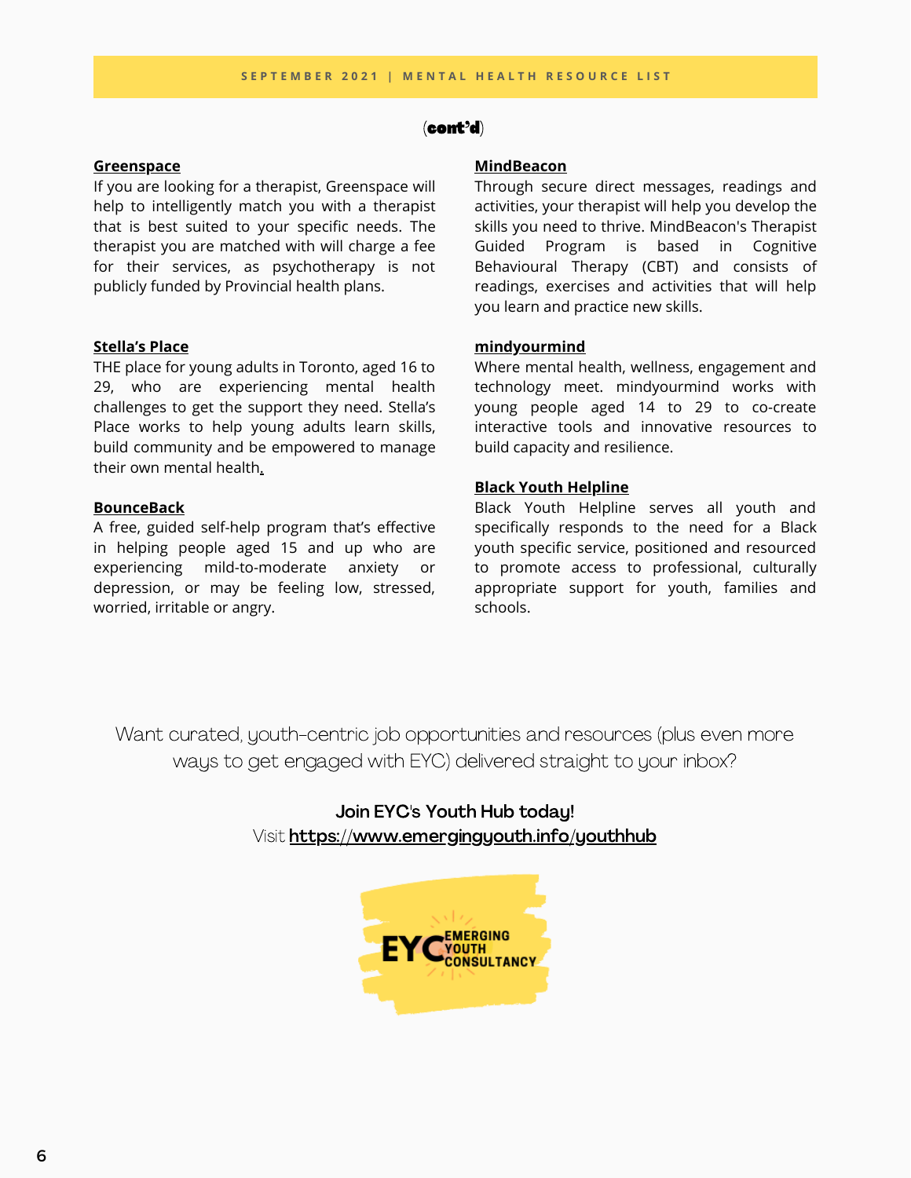(cont'd)

**Greenspace**
If you are looking for a therapist, Greenspace will help to intelligently match you with a therapist that is best suited to your specific needs. The therapist you are matched with will charge a fee for their services, as psychotherapy is not publicly funded by Provincial health plans.

**Stella's Place**
THE place for young adults in Toronto, aged 16 to 29, who are experiencing mental health challenges to get the support they need. Stella's Place works to help young adults learn skills, build community and be empowered to manage their own mental health.

**BounceBack**
A free, guided self-help program that's effective in helping people aged 15 and up who are experiencing mild-to-moderate anxiety or depression, or may be feeling low, stressed, worried, irritable or angry.

**MindBeacon**
Through secure direct messages, readings and activities, your therapist will help you develop the skills you need to thrive. MindBeacon's Therapist Guided Program is based in Cognitive Behavioural Therapy (CBT) and consists of readings, exercises and activities that will help you learn and practice new skills.

**mindyourmind**
Where mental health, wellness, engagement and technology meet. mindyourmind works with young people aged 14 to 29 to co-create interactive tools and innovative resources to build capacity and resilience.

**Black Youth Helpline**
Black Youth Helpline serves all youth and specifically responds to the need for a Black youth specific service, positioned and resourced to promote access to professional, culturally appropriate support for youth, families and schools.

Want curated, youth-centric job opportunities and resources (plus even more ways to get engaged with EYC) delivered straight to your inbox?

**Join EYC's Youth Hub today!**
Visit **https://www.emergingyouth.info/youthhub**

EYC EMERGING YOUTH CONSULTANCY